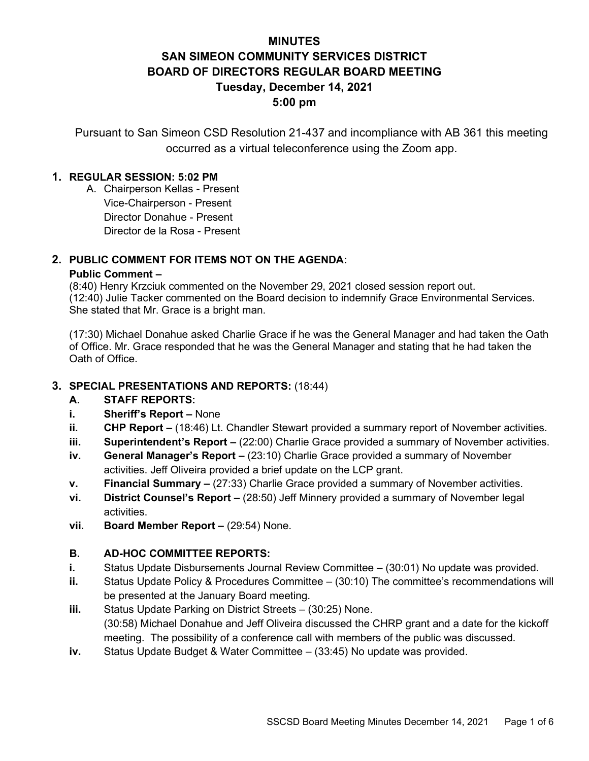# MINUTES
# SAN SIMEON COMMUNITY SERVICES DISTRICT
# BOARD OF DIRECTORS REGULAR BOARD MEETING
# Tuesday, December 14, 2021
# 5:00 pm

Pursuant to San Simeon CSD Resolution 21-437 and incompliance with AB 361 this meeting occurred as a virtual teleconference using the Zoom app.

## 1. REGULAR SESSION: 5:02 PM

A. Chairperson Kellas - Present
Vice-Chairperson - Present
Director Donahue - Present
Director de la Rosa - Present

## 2. PUBLIC COMMENT FOR ITEMS NOT ON THE AGENDA:

**Public Comment –**
(8:40) Henry Krzciuk commented on the November 29, 2021 closed session report out.
(12:40) Julie Tacker commented on the Board decision to indemnify Grace Environmental Services. She stated that Mr. Grace is a bright man.

(17:30) Michael Donahue asked Charlie Grace if he was the General Manager and had taken the Oath of Office. Mr. Grace responded that he was the General Manager and stating that he had taken the Oath of Office.

## 3. SPECIAL PRESENTATIONS AND REPORTS: (18:44)

### A. STAFF REPORTS:

- **i. Sheriff's Report –** None
- **ii. CHP Report –** (18:46) Lt. Chandler Stewart provided a summary report of November activities.
- **iii. Superintendent's Report –** (22:00) Charlie Grace provided a summary of November activities.
- **iv. General Manager's Report –** (23:10) Charlie Grace provided a summary of November activities. Jeff Oliveira provided a brief update on the LCP grant.
- **v. Financial Summary –** (27:33) Charlie Grace provided a summary of November activities.
- **vi. District Counsel's Report –** (28:50) Jeff Minnery provided a summary of November legal activities.
- **vii. Board Member Report –** (29:54) None.

### B. AD-HOC COMMITTEE REPORTS:

- **i.** Status Update Disbursements Journal Review Committee – (30:01) No update was provided.
- **ii.** Status Update Policy & Procedures Committee – (30:10) The committee's recommendations will be presented at the January Board meeting.
- **iii.** Status Update Parking on District Streets – (30:25) None.
  (30:58) Michael Donahue and Jeff Oliveira discussed the CHRP grant and a date for the kickoff meeting. The possibility of a conference call with members of the public was discussed.
- **iv.** Status Update Budget & Water Committee – (33:45) No update was provided.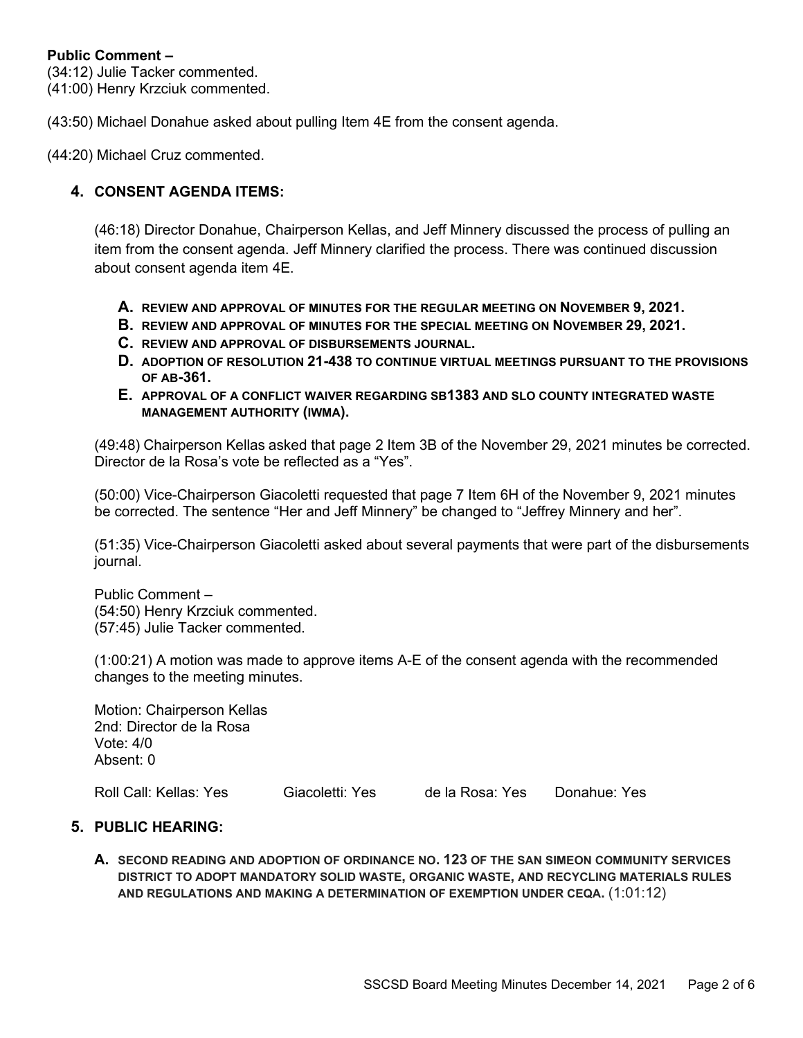**Public Comment –**
(34:12) Julie Tacker commented.
(41:00) Henry Krzciuk commented.

(43:50) Michael Donahue asked about pulling Item 4E from the consent agenda.

(44:20) Michael Cruz commented.

## 4. CONSENT AGENDA ITEMS:

(46:18) Director Donahue, Chairperson Kellas, and Jeff Minnery discussed the process of pulling an item from the consent agenda. Jeff Minnery clarified the process. There was continued discussion about consent agenda item 4E.

- **A. REVIEW AND APPROVAL OF MINUTES FOR THE REGULAR MEETING ON NOVEMBER 9, 2021.**
- **B. REVIEW AND APPROVAL OF MINUTES FOR THE SPECIAL MEETING ON NOVEMBER 29, 2021.**
- **C. REVIEW AND APPROVAL OF DISBURSEMENTS JOURNAL.**
- **D. ADOPTION OF RESOLUTION 21-438 TO CONTINUE VIRTUAL MEETINGS PURSUANT TO THE PROVISIONS OF AB-361.**
- **E. APPROVAL OF A CONFLICT WAIVER REGARDING SB1383 AND SLO COUNTY INTEGRATED WASTE MANAGEMENT AUTHORITY (IWMA).**

(49:48) Chairperson Kellas asked that page 2 Item 3B of the November 29, 2021 minutes be corrected. Director de la Rosa's vote be reflected as a "Yes".

(50:00) Vice-Chairperson Giacoletti requested that page 7 Item 6H of the November 9, 2021 minutes be corrected. The sentence "Her and Jeff Minnery" be changed to "Jeffrey Minnery and her".

(51:35) Vice-Chairperson Giacoletti asked about several payments that were part of the disbursements journal.

Public Comment –
(54:50) Henry Krzciuk commented.
(57:45) Julie Tacker commented.

(1:00:21) A motion was made to approve items A-E of the consent agenda with the recommended changes to the meeting minutes.

Motion: Chairperson Kellas
2nd: Director de la Rosa
Vote: 4/0
Absent: 0

Roll Call: Kellas: Yes Giacoletti: Yes de la Rosa: Yes Donahue: Yes

## 5. PUBLIC HEARING:

- **A. SECOND READING AND ADOPTION OF ORDINANCE NO. 123 OF THE SAN SIMEON COMMUNITY SERVICES DISTRICT TO ADOPT MANDATORY SOLID WASTE, ORGANIC WASTE, AND RECYCLING MATERIALS RULES AND REGULATIONS AND MAKING A DETERMINATION OF EXEMPTION UNDER CEQA.** (1:01:12)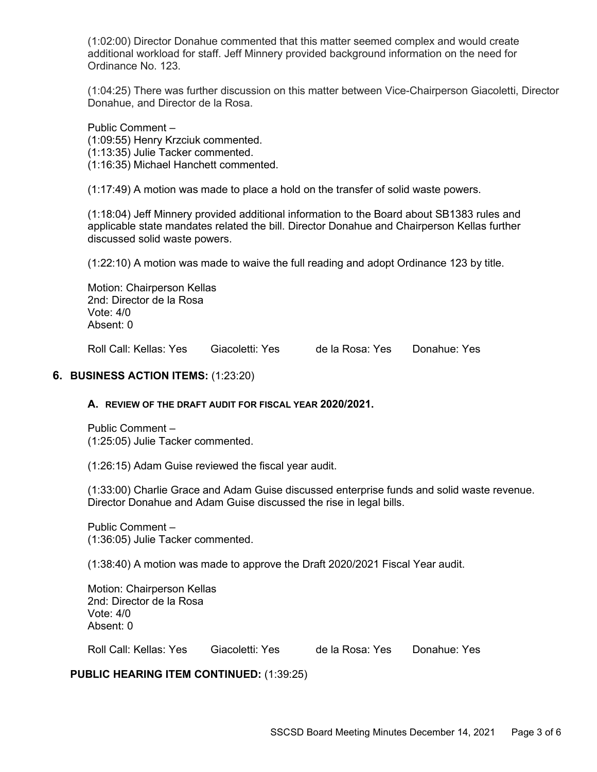(1:02:00) Director Donahue commented that this matter seemed complex and would create additional workload for staff. Jeff Minnery provided background information on the need for Ordinance No. 123.

(1:04:25) There was further discussion on this matter between Vice-Chairperson Giacoletti, Director Donahue, and Director de la Rosa.

Public Comment –
(1:09:55) Henry Krzciuk commented.
(1:13:35) Julie Tacker commented.
(1:16:35) Michael Hanchett commented.

(1:17:49) A motion was made to place a hold on the transfer of solid waste powers.

(1:18:04) Jeff Minnery provided additional information to the Board about SB1383 rules and applicable state mandates related the bill. Director Donahue and Chairperson Kellas further discussed solid waste powers.

(1:22:10) A motion was made to waive the full reading and adopt Ordinance 123 by title.

Motion: Chairperson Kellas
2nd: Director de la Rosa
Vote: 4/0
Absent: 0

Roll Call: Kellas: Yes Giacoletti: Yes de la Rosa: Yes Donahue: Yes

## 6. BUSINESS ACTION ITEMS: (1:23:20)

### A. REVIEW OF THE DRAFT AUDIT FOR FISCAL YEAR 2020/2021.

Public Comment –
(1:25:05) Julie Tacker commented.

(1:26:15) Adam Guise reviewed the fiscal year audit.

(1:33:00) Charlie Grace and Adam Guise discussed enterprise funds and solid waste revenue. Director Donahue and Adam Guise discussed the rise in legal bills.

Public Comment –
(1:36:05) Julie Tacker commented.

(1:38:40) A motion was made to approve the Draft 2020/2021 Fiscal Year audit.

Motion: Chairperson Kellas
2nd: Director de la Rosa
Vote: 4/0
Absent: 0

Roll Call: Kellas: Yes Giacoletti: Yes de la Rosa: Yes Donahue: Yes

**PUBLIC HEARING ITEM CONTINUED:** (1:39:25)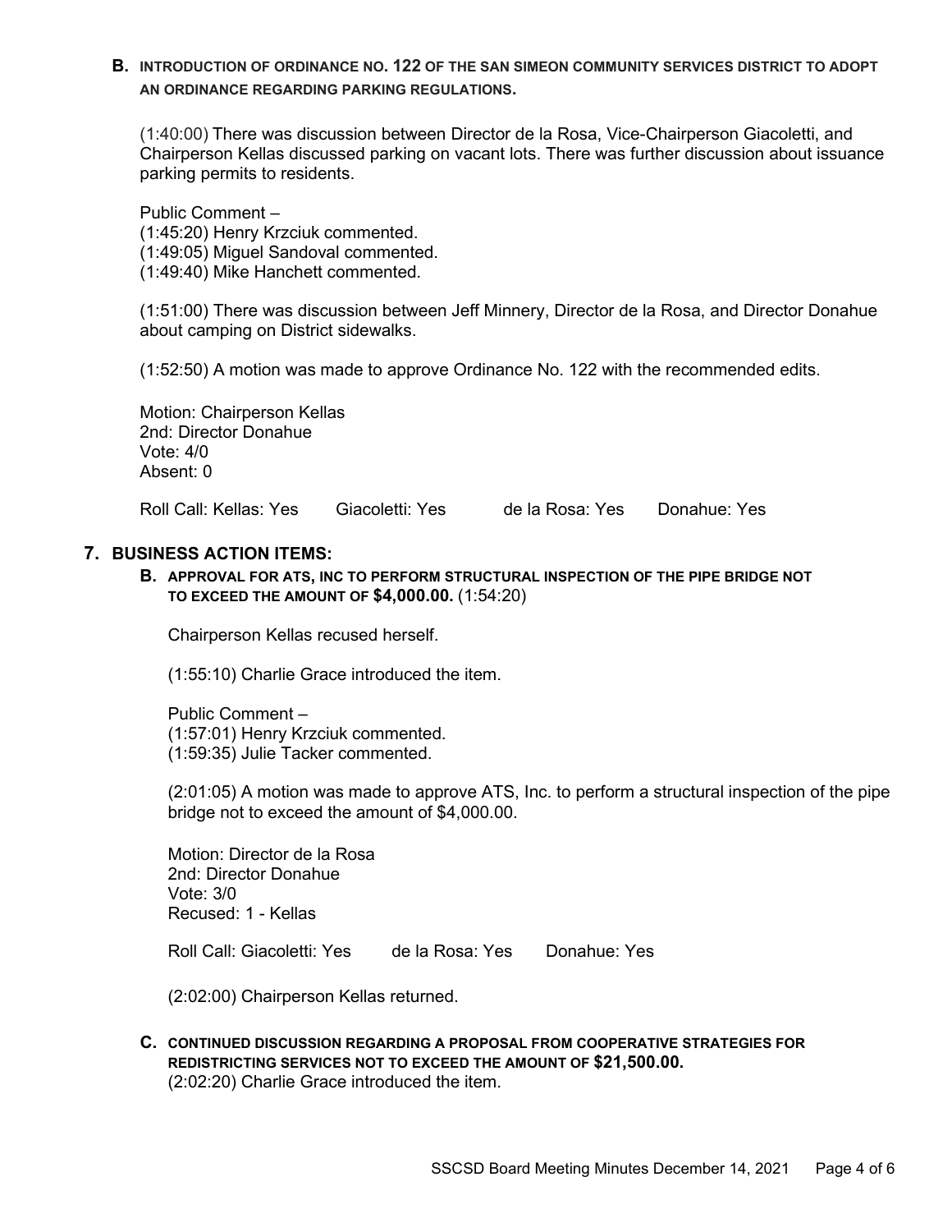**B. INTRODUCTION OF ORDINANCE NO. 122 OF THE SAN SIMEON COMMUNITY SERVICES DISTRICT TO ADOPT AN ORDINANCE REGARDING PARKING REGULATIONS.**

(1:40:00) There was discussion between Director de la Rosa, Vice-Chairperson Giacoletti, and Chairperson Kellas discussed parking on vacant lots. There was further discussion about issuance parking permits to residents.

Public Comment –
(1:45:20) Henry Krzciuk commented.
(1:49:05) Miguel Sandoval commented.
(1:49:40) Mike Hanchett commented.

(1:51:00) There was discussion between Jeff Minnery, Director de la Rosa, and Director Donahue about camping on District sidewalks.

(1:52:50) A motion was made to approve Ordinance No. 122 with the recommended edits.

Motion: Chairperson Kellas
2nd: Director Donahue
Vote: 4/0
Absent: 0

Roll Call: Kellas: Yes  Giacoletti: Yes  de la Rosa: Yes  Donahue: Yes

## 7. BUSINESS ACTION ITEMS:

**B. APPROVAL FOR ATS, INC TO PERFORM STRUCTURAL INSPECTION OF THE PIPE BRIDGE NOT TO EXCEED THE AMOUNT OF $4,000.00.** (1:54:20)

Chairperson Kellas recused herself.

(1:55:10) Charlie Grace introduced the item.

Public Comment –
(1:57:01) Henry Krzciuk commented.
(1:59:35) Julie Tacker commented.

(2:01:05) A motion was made to approve ATS, Inc. to perform a structural inspection of the pipe bridge not to exceed the amount of $4,000.00.

Motion: Director de la Rosa
2nd: Director Donahue
Vote: 3/0
Recused: 1 - Kellas

Roll Call: Giacoletti: Yes  de la Rosa: Yes  Donahue: Yes

(2:02:00) Chairperson Kellas returned.

**C. CONTINUED DISCUSSION REGARDING A PROPOSAL FROM COOPERATIVE STRATEGIES FOR REDISTRICTING SERVICES NOT TO EXCEED THE AMOUNT OF $21,500.00.**
(2:02:20) Charlie Grace introduced the item.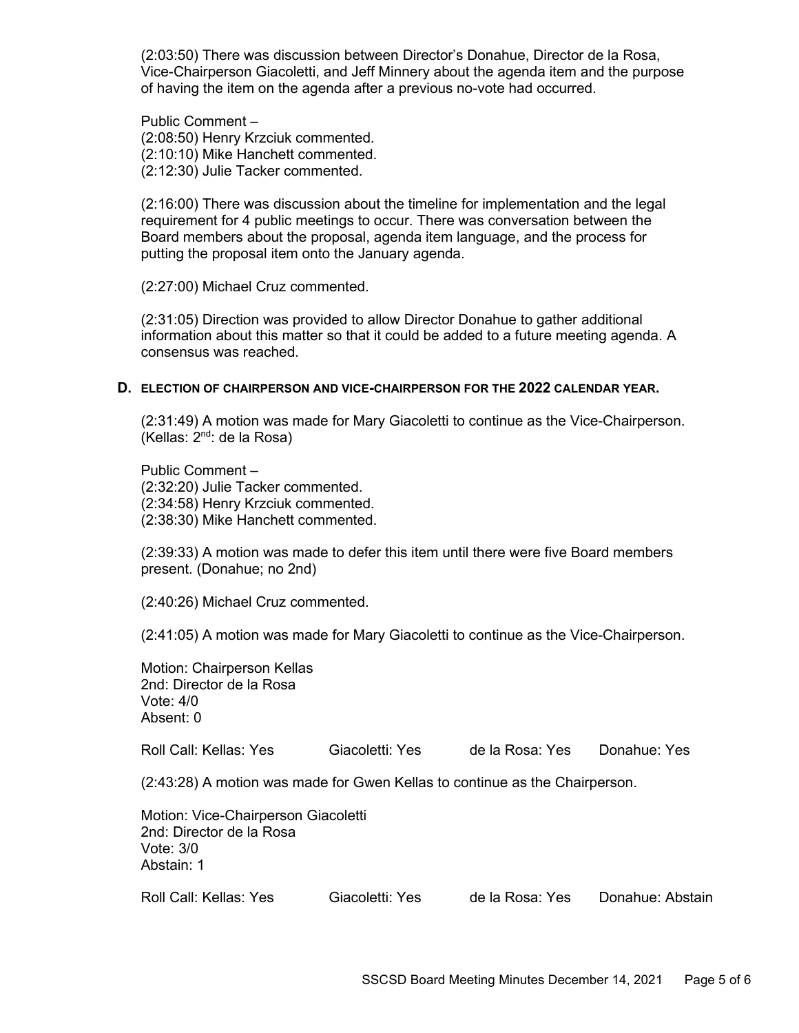(2:03:50) There was discussion between Director's Donahue, Director de la Rosa, Vice-Chairperson Giacoletti, and Jeff Minnery about the agenda item and the purpose of having the item on the agenda after a previous no-vote had occurred.

Public Comment –
(2:08:50) Henry Krzciuk commented.
(2:10:10) Mike Hanchett commented.
(2:12:30) Julie Tacker commented.

(2:16:00) There was discussion about the timeline for implementation and the legal requirement for 4 public meetings to occur. There was conversation between the Board members about the proposal, agenda item language, and the process for putting the proposal item onto the January agenda.

(2:27:00) Michael Cruz commented.

(2:31:05) Direction was provided to allow Director Donahue to gather additional information about this matter so that it could be added to a future meeting agenda. A consensus was reached.

**D. ELECTION OF CHAIRPERSON AND VICE-CHAIRPERSON FOR THE 2022 CALENDAR YEAR.**

(2:31:49) A motion was made for Mary Giacoletti to continue as the Vice-Chairperson. (Kellas: 2nd: de la Rosa)

Public Comment –
(2:32:20) Julie Tacker commented.
(2:34:58) Henry Krzciuk commented.
(2:38:30) Mike Hanchett commented.

(2:39:33) A motion was made to defer this item until there were five Board members present. (Donahue; no 2nd)

(2:40:26) Michael Cruz commented.

(2:41:05) A motion was made for Mary Giacoletti to continue as the Vice-Chairperson.

Motion: Chairperson Kellas
2nd: Director de la Rosa
Vote: 4/0
Absent: 0

Roll Call: Kellas: Yes    Giacoletti: Yes    de la Rosa: Yes    Donahue: Yes

(2:43:28) A motion was made for Gwen Kellas to continue as the Chairperson.

Motion: Vice-Chairperson Giacoletti
2nd: Director de la Rosa
Vote: 3/0
Abstain: 1

Roll Call: Kellas: Yes    Giacoletti: Yes    de la Rosa: Yes    Donahue: Abstain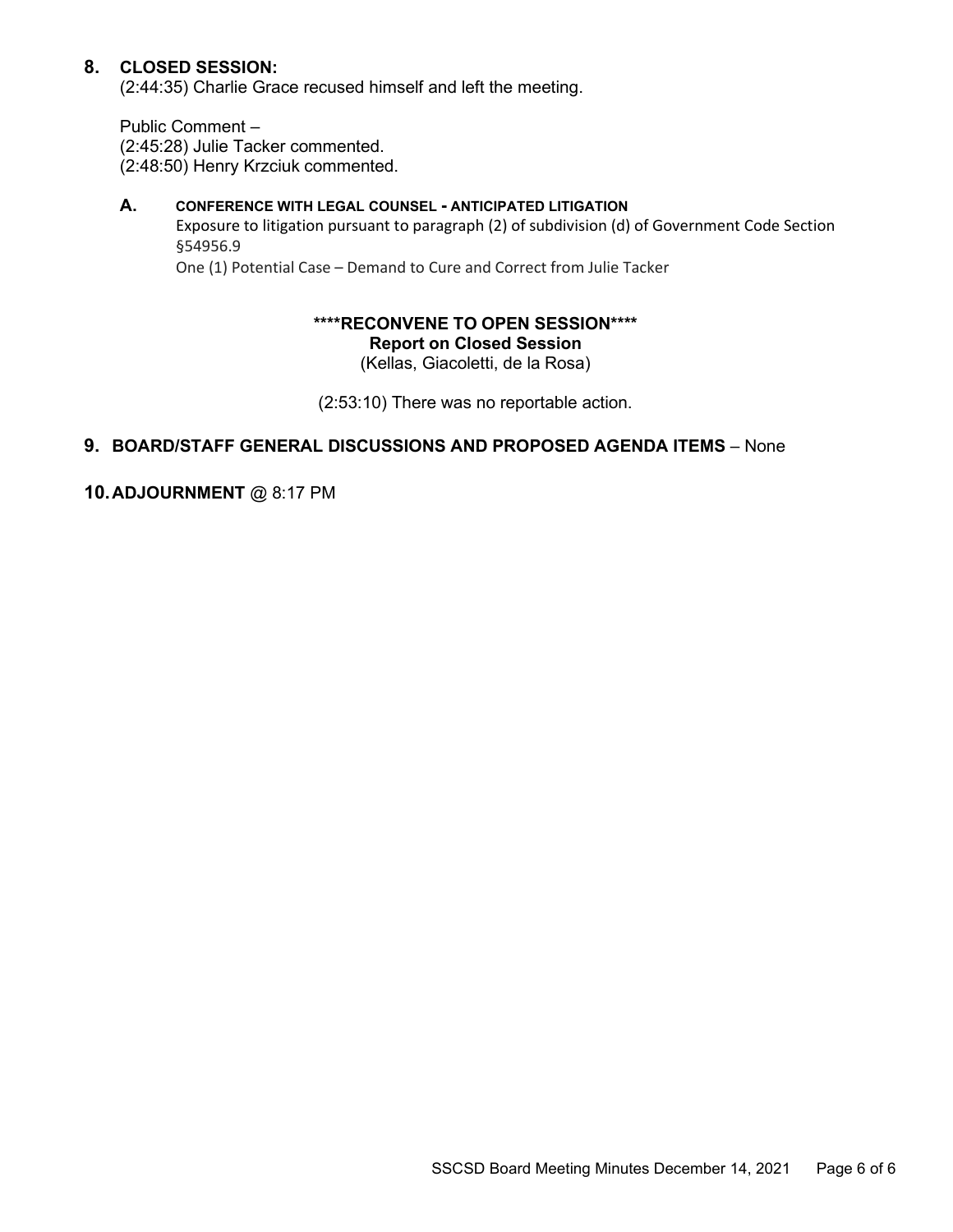## 8. CLOSED SESSION:

(2:44:35) Charlie Grace recused himself and left the meeting.

Public Comment –
(2:45:28) Julie Tacker commented.
(2:48:50) Henry Krzciuk commented.

### A. CONFERENCE WITH LEGAL COUNSEL - ANTICIPATED LITIGATION

Exposure to litigation pursuant to paragraph (2) of subdivision (d) of Government Code Section §54956.9

One (1) Potential Case – Demand to Cure and Correct from Julie Tacker

**\*\*\*\*RECONVENE TO OPEN SESSION\*\*\*\***

**Report on Closed Session**

(Kellas, Giacoletti, de la Rosa)

(2:53:10) There was no reportable action.

## 9. BOARD/STAFF GENERAL DISCUSSIONS AND PROPOSED AGENDA ITEMS – None

## 10. ADJOURNMENT @ 8:17 PM